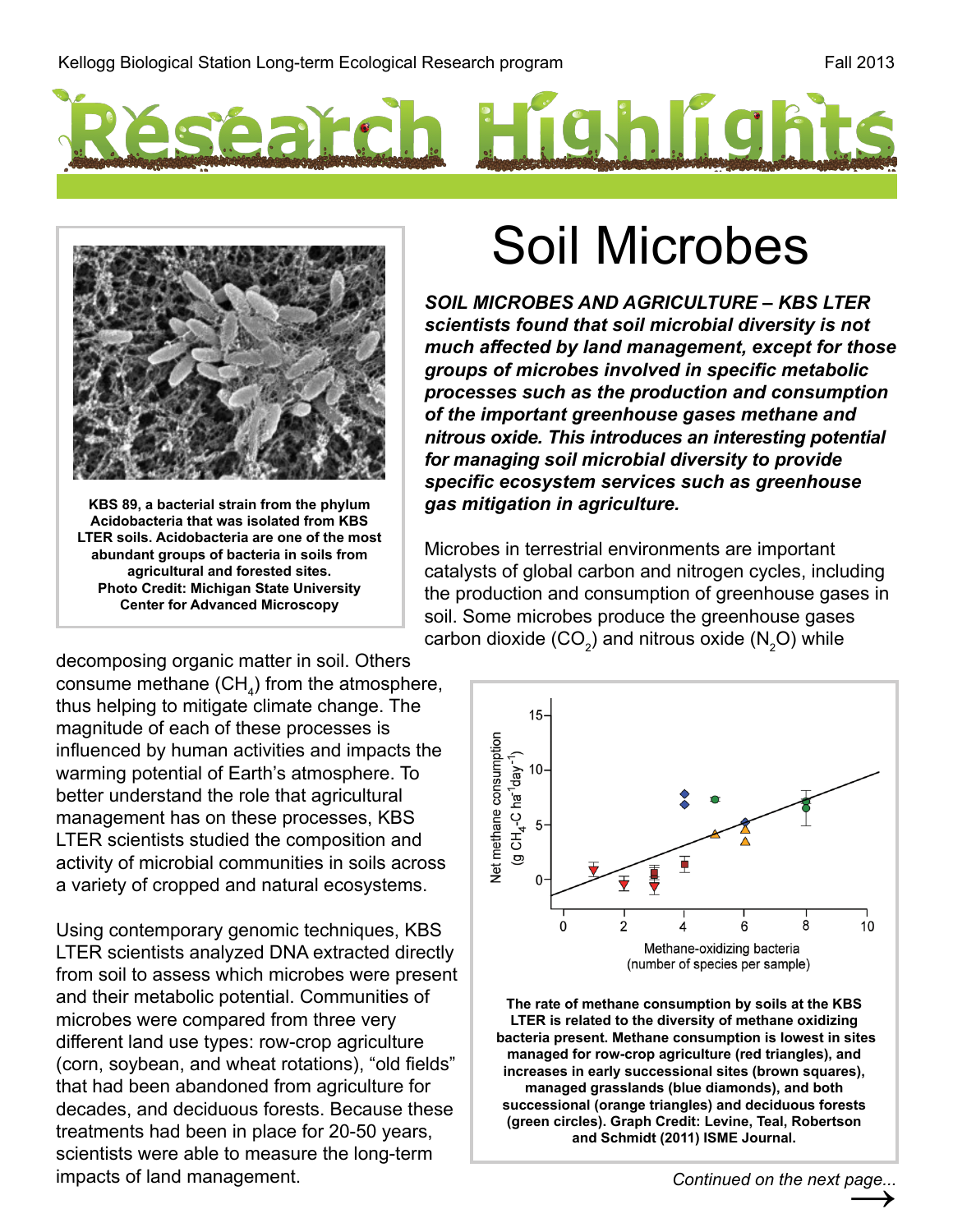Kellogg Biological Station Long-term Ecological Research program

Fall 2013

# Research Highlights

KBS 89, a bacterial strain from the phylum Acidobacteria that was isolated from KBS LTER soils. Acidobacteria are one of the most abundant groups of bacteria in soils from agricultural and forested sites. Photo Credit: Michigan State University Center for Advanced Microscopy

## Soil Microbes

***SOIL MICROBES AND AGRICULTURE – KBS LTER scientists found that soil microbial diversity is not much affected by land management, except for those groups of microbes involved in specific metabolic processes such as the production and consumption of the important greenhouse gases methane and nitrous oxide. This introduces an interesting potential for managing soil microbial diversity to provide specific ecosystem services such as greenhouse gas mitigation in agriculture.***

Microbes in terrestrial environments are important catalysts of global carbon and nitrogen cycles, including the production and consumption of greenhouse gases in soil. Some microbes produce the greenhouse gases carbon dioxide ($CO_2$) and nitrous oxide ($N_2O$) while decomposing organic matter in soil. Others consume methane ($CH_4$) from the atmosphere, thus helping to mitigate climate change. The magnitude of each of these processes is influenced by human activities and impacts the warming potential of Earth's atmosphere. To better understand the role that agricultural management has on these processes, KBS LTER scientists studied the composition and activity of microbial communities in soils across a variety of cropped and natural ecosystems.

Using contemporary genomic techniques, KBS LTER scientists analyzed DNA extracted directly from soil to assess which microbes were present and their metabolic potential. Communities of microbes were compared from three very different land use types: row-crop agriculture (corn, soybean, and wheat rotations), "old fields" that had been abandoned from agriculture for decades, and deciduous forests. Because these treatments had been in place for 20-50 years, scientists were able to measure the long-term impacts of land management.

**The rate of methane consumption by soils at the KBS LTER is related to the diversity of methane oxidizing bacteria present. Methane consumption is lowest in sites managed for row-crop agriculture (red triangles), and increases in early successional sites (brown squares), managed grasslands (blue diamonds), and both successional (orange triangles) and deciduous forests (green circles). Graph Credit: Levine, Teal, Robertson and Schmidt (2011) ISME Journal.**

*Continued on the next page...*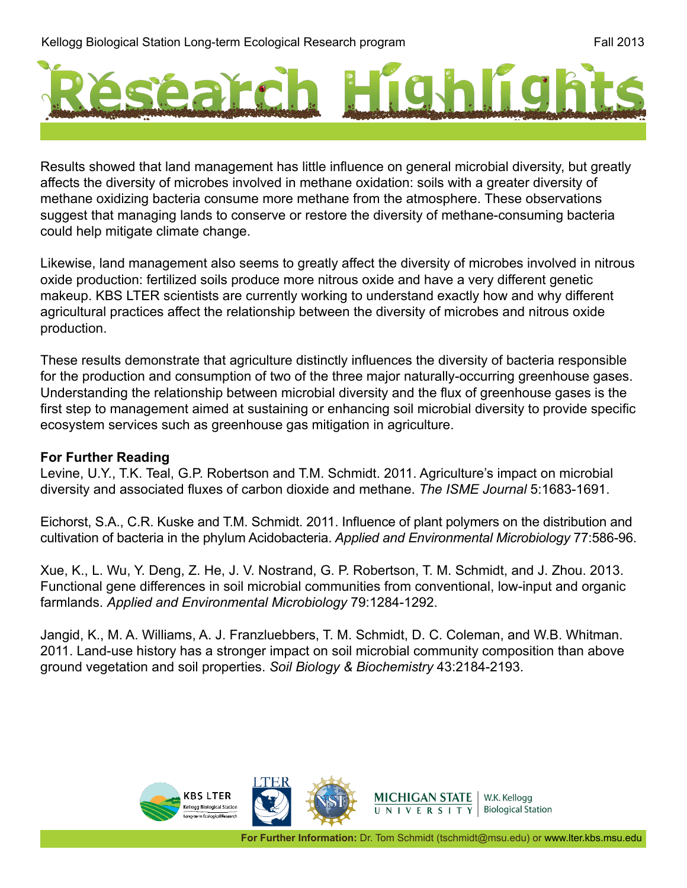Results showed that land management has little influence on general microbial diversity, but greatly affects the diversity of microbes involved in methane oxidation: soils with a greater diversity of methane oxidizing bacteria consume more methane from the atmosphere. These observations suggest that managing lands to conserve or restore the diversity of methane-consuming bacteria could help mitigate climate change.

Likewise, land management also seems to greatly affect the diversity of microbes involved in nitrous oxide production: fertilized soils produce more nitrous oxide and have a very different genetic makeup. KBS LTER scientists are currently working to understand exactly how and why different agricultural practices affect the relationship between the diversity of microbes and nitrous oxide production.

These results demonstrate that agriculture distinctly influences the diversity of bacteria responsible for the production and consumption of two of the three major naturally-occurring greenhouse gases. Understanding the relationship between microbial diversity and the flux of greenhouse gases is the first step to management aimed at sustaining or enhancing soil microbial diversity to provide specific ecosystem services such as greenhouse gas mitigation in agriculture.

**For Further Reading**

Levine, U.Y., T.K. Teal, G.P. Robertson and T.M. Schmidt. 2011. Agriculture's impact on microbial diversity and associated fluxes of carbon dioxide and methane. *The ISME Journal* 5:1683-1691.

Eichorst, S.A., C.R. Kuske and T.M. Schmidt. 2011. Influence of plant polymers on the distribution and cultivation of bacteria in the phylum Acidobacteria. *Applied and Environmental Microbiology* 77:586-96.

Xue, K., L. Wu, Y. Deng, Z. He, J. V. Nostrand, G. P. Robertson, T. M. Schmidt, and J. Zhou. 2013. Functional gene differences in soil microbial communities from conventional, low-input and organic farmlands. *Applied and Environmental Microbiology* 79:1284-1292.

Jangid, K., M. A. Williams, A. J. Franzluebbers, T. M. Schmidt, D. C. Coleman, and W.B. Whitman. 2011. Land-use history has a stronger impact on soil microbial community composition than above ground vegetation and soil properties. *Soil Biology & Biochemistry* 43:2184-2193.

**For Further Information:** Dr. Tom Schmidt (tschmidt@msu.edu) or www.lter.kbs.msu.edu